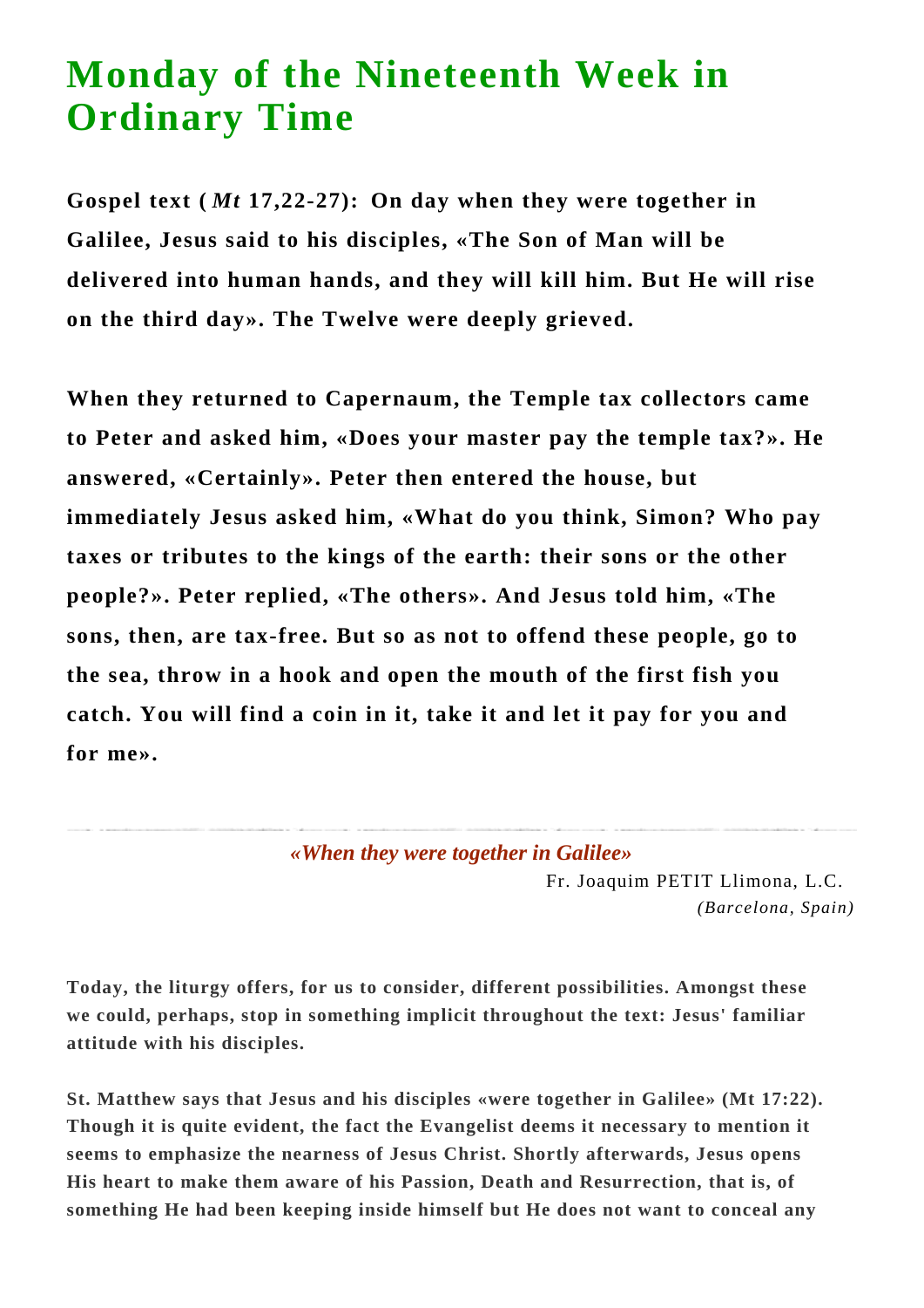# Monday of the Nineteenth Week in Ordinary Time

**Gospel text (*Mt* 17,22-27): On day when they were together in Galilee, Jesus said to his disciples, «The Son of Man will be delivered into human hands, and they will kill him. But He will rise on the third day». The Twelve were deeply grieved.**

**When they returned to Capernaum, the Temple tax collectors came to Peter and asked him, «Does your master pay the temple tax?». He answered, «Certainly». Peter then entered the house, but immediately Jesus asked him, «What do you think, Simon? Who pay taxes or tributes to the kings of the earth: their sons or the other people?». Peter replied, «The others». And Jesus told him, «The sons, then, are tax-free. But so as not to offend these people, go to the sea, throw in a hook and open the mouth of the first fish you catch. You will find a coin in it, take it and let it pay for you and for me».**

---

***«When they were together in Galilee»***

Fr. Joaquim PETIT Llimona, L.C.
*(Barcelona, Spain)*

**Today, the liturgy offers, for us to consider, different possibilities. Amongst these we could, perhaps, stop in something implicit throughout the text: Jesus' familiar attitude with his disciples.**

**St. Matthew says that Jesus and his disciples «were together in Galilee» (Mt 17:22). Though it is quite evident, the fact the Evangelist deems it necessary to mention it seems to emphasize the nearness of Jesus Christ. Shortly afterwards, Jesus opens His heart to make them aware of his Passion, Death and Resurrection, that is, of something He had been keeping inside himself but He does not want to conceal any**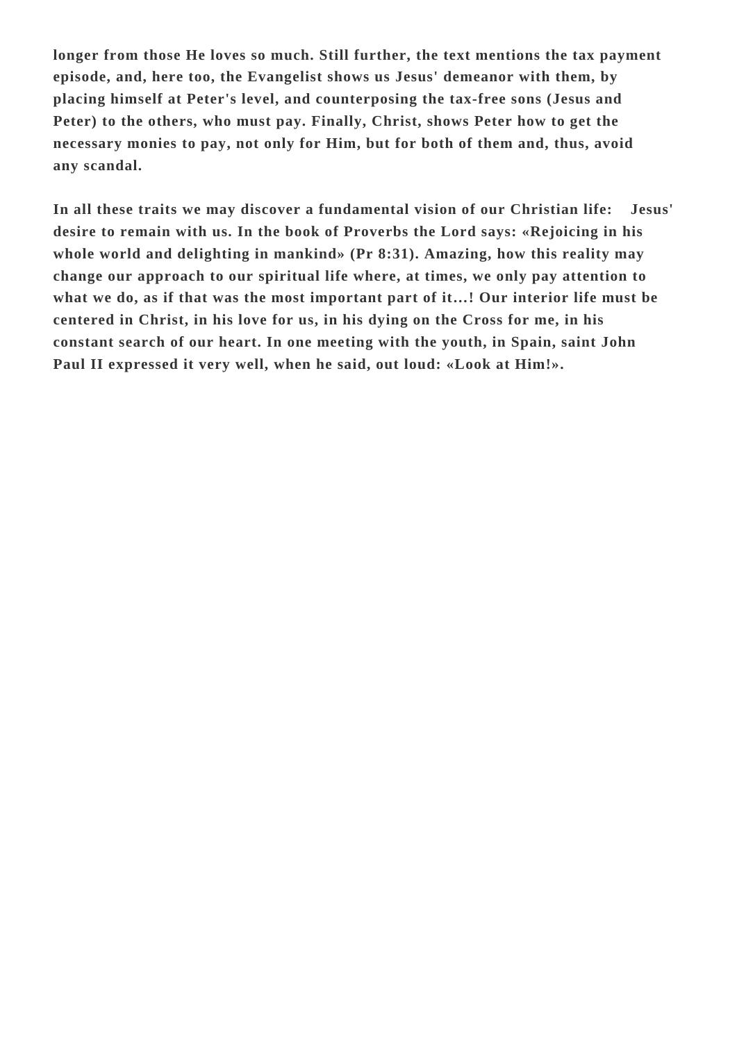**longer from those He loves so much. Still further, the text mentions the tax payment episode, and, here too, the Evangelist shows us Jesus' demeanor with them, by placing himself at Peter's level, and counterposing the tax-free sons (Jesus and Peter) to the others, who must pay. Finally, Christ, shows Peter how to get the necessary monies to pay, not only for Him, but for both of them and, thus, avoid any scandal.**

**In all these traits we may discover a fundamental vision of our Christian life: Jesus' desire to remain with us. In the book of Proverbs the Lord says: «Rejoicing in his whole world and delighting in mankind» (Pr 8:31). Amazing, how this reality may change our approach to our spiritual life where, at times, we only pay attention to what we do, as if that was the most important part of it…! Our interior life must be centered in Christ, in his love for us, in his dying on the Cross for me, in his constant search of our heart. In one meeting with the youth, in Spain, saint John Paul II expressed it very well, when he said, out loud: «Look at Him!».**